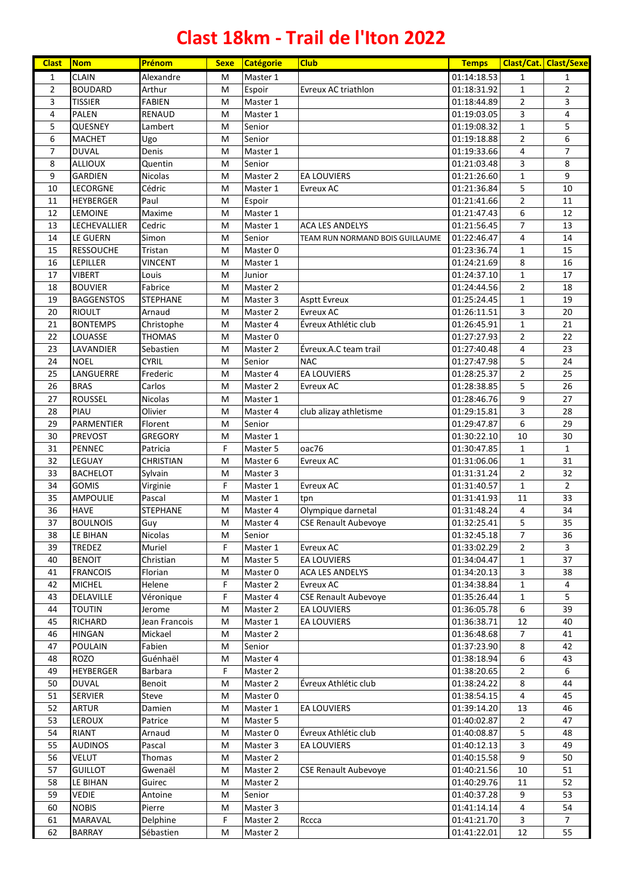# Clast 18km - Trail de l'Iton 2022

| Clast | Nom | Prénom | Sexe | Catégorie | Club | Temps | Clast/Cat. | Clast/Sexe |
|---|---|---|---|---|---|---|---|---|
| 1 | CLAIN | Alexandre | M | Master 1 | | 01:14:18.53 | 1 | 1 |
| 2 | BOUDARD | Arthur | M | Espoir | Evreux AC triathlon | 01:18:31.92 | 1 | 2 |
| 3 | TISSIER | FABIEN | M | Master 1 | | 01:18:44.89 | 2 | 3 |
| 4 | PALEN | RENAUD | M | Master 1 | | 01:19:03.05 | 3 | 4 |
| 5 | QUESNEY | Lambert | M | Senior | | 01:19:08.32 | 1 | 5 |
| 6 | MACHET | Ugo | M | Senior | | 01:19:18.88 | 2 | 6 |
| 7 | DUVAL | Denis | M | Master 1 | | 01:19:33.66 | 4 | 7 |
| 8 | ALLIOUX | Quentin | M | Senior | | 01:21:03.48 | 3 | 8 |
| 9 | GARDIEN | Nicolas | M | Master 2 | EA LOUVIERS | 01:21:26.60 | 1 | 9 |
| 10 | LECORGNE | Cédric | M | Master 1 | Evreux AC | 01:21:36.84 | 5 | 10 |
| 11 | HEYBERGER | Paul | M | Espoir | | 01:21:41.66 | 2 | 11 |
| 12 | LEMOINE | Maxime | M | Master 1 | | 01:21:47.43 | 6 | 12 |
| 13 | LECHEVALLIER | Cedric | M | Master 1 | ACA LES ANDELYS | 01:21:56.45 | 7 | 13 |
| 14 | LE GUERN | Simon | M | Senior | TEAM RUN NORMAND BOIS GUILLAUME | 01:22:46.47 | 4 | 14 |
| 15 | RESSOUCHE | Tristan | M | Master 0 | | 01:23:36.74 | 1 | 15 |
| 16 | LEPILLER | VINCENT | M | Master 1 | | 01:24:21.69 | 8 | 16 |
| 17 | VIBERT | Louis | M | Junior | | 01:24:37.10 | 1 | 17 |
| 18 | BOUVIER | Fabrice | M | Master 2 | | 01:24:44.56 | 2 | 18 |
| 19 | BAGGENSTOS | STEPHANE | M | Master 3 | Asptt Evreux | 01:25:24.45 | 1 | 19 |
| 20 | RIOULT | Arnaud | M | Master 2 | Evreux AC | 01:26:11.51 | 3 | 20 |
| 21 | BONTEMPS | Christophe | M | Master 4 | Évreux Athlétic club | 01:26:45.91 | 1 | 21 |
| 22 | LOUASSE | THOMAS | M | Master 0 | | 01:27:27.93 | 2 | 22 |
| 23 | LAVANDIER | Sebastien | M | Master 2 | Évreux.A.C team trail | 01:27:40.48 | 4 | 23 |
| 24 | NOEL | CYRIL | M | Senior | NAC | 01:27:47.98 | 5 | 24 |
| 25 | LANGUERRE | Frederic | M | Master 4 | EA LOUVIERS | 01:28:25.37 | 2 | 25 |
| 26 | BRAS | Carlos | M | Master 2 | Evreux AC | 01:28:38.85 | 5 | 26 |
| 27 | ROUSSEL | Nicolas | M | Master 1 | | 01:28:46.76 | 9 | 27 |
| 28 | PIAU | Olivier | M | Master 4 | club alizay athletisme | 01:29:15.81 | 3 | 28 |
| 29 | PARMENTIER | Florent | M | Senior | | 01:29:47.87 | 6 | 29 |
| 30 | PREVOST | GREGORY | M | Master 1 | | 01:30:22.10 | 10 | 30 |
| 31 | PENNEC | Patricia | F | Master 5 | oac76 | 01:30:47.85 | 1 | 1 |
| 32 | LEGUAY | CHRISTIAN | M | Master 6 | Evreux AC | 01:31:06.06 | 1 | 31 |
| 33 | BACHELOT | Sylvain | M | Master 3 | | 01:31:31.24 | 2 | 32 |
| 34 | GOMIS | Virginie | F | Master 1 | Evreux AC | 01:31:40.57 | 1 | 2 |
| 35 | AMPOULIE | Pascal | M | Master 1 | tpn | 01:31:41.93 | 11 | 33 |
| 36 | HAVE | STEPHANE | M | Master 4 | Olympique darnetal | 01:31:48.24 | 4 | 34 |
| 37 | BOULNOIS | Guy | M | Master 4 | CSE Renault Aubevoye | 01:32:25.41 | 5 | 35 |
| 38 | LE BIHAN | Nicolas | M | Senior | | 01:32:45.18 | 7 | 36 |
| 39 | TREDEZ | Muriel | F | Master 1 | Evreux AC | 01:33:02.29 | 2 | 3 |
| 40 | BENOIT | Christian | M | Master 5 | EA LOUVIERS | 01:34:04.47 | 1 | 37 |
| 41 | FRANCOIS | Florian | M | Master 0 | ACA LES ANDELYS | 01:34:20.13 | 3 | 38 |
| 42 | MICHEL | Helene | F | Master 2 | Evreux AC | 01:34:38.84 | 1 | 4 |
| 43 | DELAVILLE | Véronique | F | Master 4 | CSE Renault Aubevoye | 01:35:26.44 | 1 | 5 |
| 44 | TOUTIN | Jerome | M | Master 2 | EA LOUVIERS | 01:36:05.78 | 6 | 39 |
| 45 | RICHARD | Jean Francois | M | Master 1 | EA LOUVIERS | 01:36:38.71 | 12 | 40 |
| 46 | HINGAN | Mickael | M | Master 2 | | 01:36:48.68 | 7 | 41 |
| 47 | POULAIN | Fabien | M | Senior | | 01:37:23.90 | 8 | 42 |
| 48 | ROZO | Guénhaël | M | Master 4 | | 01:38:18.94 | 6 | 43 |
| 49 | HEYBERGER | Barbara | F | Master 2 | | 01:38:20.65 | 2 | 6 |
| 50 | DUVAL | Benoit | M | Master 2 | Évreux Athlétic club | 01:38:24.22 | 8 | 44 |
| 51 | SERVIER | Steve | M | Master 0 | | 01:38:54.15 | 4 | 45 |
| 52 | ARTUR | Damien | M | Master 1 | EA LOUVIERS | 01:39:14.20 | 13 | 46 |
| 53 | LEROUX | Patrice | M | Master 5 | | 01:40:02.87 | 2 | 47 |
| 54 | RIANT | Arnaud | M | Master 0 | Évreux Athlétic club | 01:40:08.87 | 5 | 48 |
| 55 | AUDINOS | Pascal | M | Master 3 | EA LOUVIERS | 01:40:12.13 | 3 | 49 |
| 56 | VELUT | Thomas | M | Master 2 | | 01:40:15.58 | 9 | 50 |
| 57 | GUILLOT | Gwenaël | M | Master 2 | CSE Renault Aubevoye | 01:40:21.56 | 10 | 51 |
| 58 | LE BIHAN | Guirec | M | Master 2 | | 01:40:29.76 | 11 | 52 |
| 59 | VEDIE | Antoine | M | Senior | | 01:40:37.28 | 9 | 53 |
| 60 | NOBIS | Pierre | M | Master 3 | | 01:41:14.14 | 4 | 54 |
| 61 | MARAVAL | Delphine | F | Master 2 | Rccca | 01:41:21.70 | 3 | 7 |
| 62 | BARRAY | Sébastien | M | Master 2 | | 01:41:22.01 | 12 | 55 |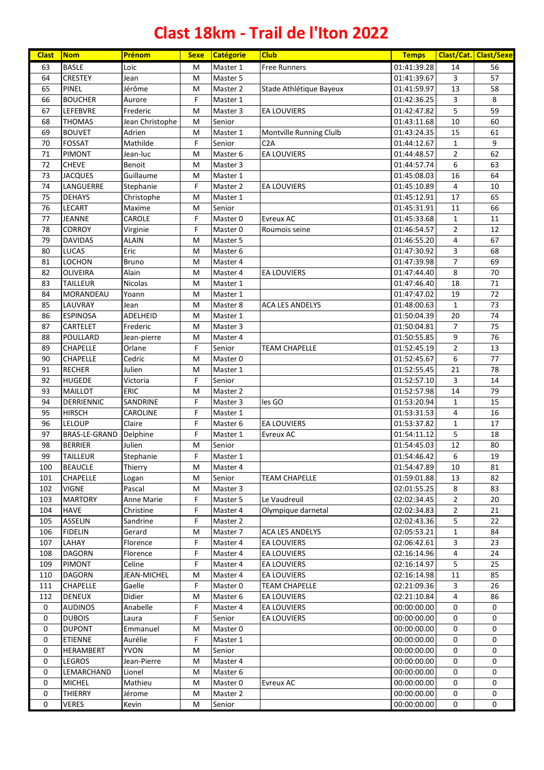# Clast 18km - Trail de l'Iton 2022

| Clast | Nom | Prénom | Sexe | Catégorie | Club | Temps | Clast/Cat. | Clast/Sexe |
|---|---|---|---|---|---|---|---|---|
| 63 | BASLE | Loic | M | Master 1 | Free Runners | 01:41:39.28 | 14 | 56 |
| 64 | CRESTEY | Jean | M | Master 5 | | 01:41:39.67 | 3 | 57 |
| 65 | PINEL | Jérôme | M | Master 2 | Stade Athlétique Bayeux | 01:41:59.97 | 13 | 58 |
| 66 | BOUCHER | Aurore | F | Master 1 | | 01:42:36.25 | 3 | 8 |
| 67 | LEFEBVRE | Frederic | M | Master 3 | EA LOUVIERS | 01:42:47.82 | 5 | 59 |
| 68 | THOMAS | Jean Christophe | M | Senior | | 01:43:11.68 | 10 | 60 |
| 69 | BOUVET | Adrien | M | Master 1 | Montville Running Clulb | 01:43:24.35 | 15 | 61 |
| 70 | FOSSAT | Mathilde | F | Senior | C2A | 01:44:12.67 | 1 | 9 |
| 71 | PIMONT | Jean-luc | M | Master 6 | EA LOUVIERS | 01:44:48.57 | 2 | 62 |
| 72 | CHEVE | Benoit | M | Master 3 | | 01:44:57.74 | 6 | 63 |
| 73 | JACQUES | Guillaume | M | Master 1 | | 01:45:08.03 | 16 | 64 |
| 74 | LANGUERRE | Stephanie | F | Master 2 | EA LOUVIERS | 01:45:10.89 | 4 | 10 |
| 75 | DEHAYS | Christophe | M | Master 1 | | 01:45:12.91 | 17 | 65 |
| 76 | LECART | Maxime | M | Senior | | 01:45:31.91 | 11 | 66 |
| 77 | JEANNE | CAROLE | F | Master 0 | Evreux AC | 01:45:33.68 | 1 | 11 |
| 78 | CORROY | Virginie | F | Master 0 | Roumois seine | 01:46:54.57 | 2 | 12 |
| 79 | DAVIDAS | ALAIN | M | Master 5 | | 01:46:55.20 | 4 | 67 |
| 80 | LUCAS | Eric | M | Master 6 | | 01:47:30.92 | 3 | 68 |
| 81 | LOCHON | Bruno | M | Master 3 | | 01:47:39.98 | 7 | 69 |
| 82 | OLIVEIRA | Alain | M | Master 4 | EA LOUVIERS | 01:47:44.40 | 8 | 70 |
| 83 | TAILLEUR | Nicolas | M | Master 1 | | 01:47:46.40 | 18 | 71 |
| 84 | MORANDEAU | Yoann | M | Master 1 | | 01:47:47.02 | 19 | 72 |
| 85 | LAUVRAY | Jean | M | Master 8 | ACA LES ANDELYS | 01:48:00.63 | 1 | 73 |
| 86 | ESPINOSA | ADELHEID | M | Master 1 | | 01:50:04.39 | 20 | 74 |
| 87 | CARTELET | Frederic | M | Master 3 | | 01:50:04.81 | 7 | 75 |
| 88 | POULLARD | Jean-pierre | M | Master 4 | | 01:50:55.85 | 9 | 76 |
| 89 | CHAPELLE | Orlane | F | Senior | TEAM CHAPELLE | 01:52:45.19 | 2 | 13 |
| 90 | CHAPELLE | Cedric | M | Master 0 | | 01:52:45.67 | 6 | 77 |
| 91 | RECHER | Julien | M | Master 1 | | 01:52:55.45 | 21 | 78 |
| 92 | HUGEDE | Victoria | F | Senior | | 01:52:57.10 | 3 | 14 |
| 93 | MAILLOT | ERIC | M | Master 2 | | 01:52:57.98 | 14 | 79 |
| 94 | DERRIENNIC | SANDRINE | F | Master 3 | les GO | 01:53:20.94 | 1 | 15 |
| 95 | HIRSCH | CAROLINE | F | Master 1 | | 01:53:31.53 | 4 | 16 |
| 96 | LELOUP | Claire | F | Master 6 | EA LOUVIERS | 01:53:37.82 | 1 | 17 |
| 97 | BRAS-LE-GRAND | Delphine | F | Master 1 | Evreux AC | 01:54:11.12 | 5 | 18 |
| 98 | BERRIER | Julien | M | Senior | | 01:54:45.03 | 12 | 80 |
| 99 | TAILLEUR | Stephanie | F | Master 1 | | 01:54:46.42 | 6 | 19 |
| 100 | BEAUCLE | Thierry | M | Master 4 | | 01:54:47.89 | 10 | 81 |
| 101 | CHAPELLE | Logan | M | Senior | TEAM CHAPELLE | 01:59:01.88 | 13 | 82 |
| 102 | VIGNE | Pascal | M | Master 3 | | 02:01:55.25 | 8 | 83 |
| 103 | MARTORY | Anne Marie | F | Master 5 | Le Vaudreuil | 02:02:34.45 | 2 | 20 |
| 104 | HAVE | Christine | F | Master 4 | Olympique darnetal | 02:02:34.83 | 2 | 21 |
| 105 | ASSELIN | Sandrine | F | Master 2 | | 02:02:43.36 | 5 | 22 |
| 106 | FIDELIN | Gerard | M | Master 7 | ACA LES ANDELYS | 02:05:53.21 | 1 | 84 |
| 107 | LAHAY | Florence | F | Master 4 | EA LOUVIERS | 02:06:42.61 | 3 | 23 |
| 108 | DAGORN | Florence | F | Master 4 | EA LOUVIERS | 02:16:14.96 | 4 | 24 |
| 109 | PIMONT | Celine | F | Master 4 | EA LOUVIERS | 02:16:14.97 | 5 | 25 |
| 110 | DAGORN | JEAN-MICHEL | M | Master 4 | EA LOUVIERS | 02:16:14.98 | 11 | 85 |
| 111 | CHAPELLE | Gaelle | F | Master 0 | TEAM CHAPELLE | 02:21:09.36 | 3 | 26 |
| 112 | DENEUX | Didier | M | Master 6 | EA LOUVIERS | 02:21:10.84 | 4 | 86 |
| 0 | AUDINOS | Anabelle | F | Master 4 | EA LOUVIERS | 00:00:00.00 | 0 | 0 |
| 0 | DUBOIS | Laura | F | Senior | EA LOUVIERS | 00:00:00.00 | 0 | 0 |
| 0 | DUPONT | Emmanuel | M | Master 0 | | 00:00:00.00 | 0 | 0 |
| 0 | ETIENNE | Aurélie | F | Master 1 | | 00:00:00.00 | 0 | 0 |
| 0 | HERAMBERT | YVON | M | Senior | | 00:00:00.00 | 0 | 0 |
| 0 | LEGROS | Jean-Pierre | M | Master 4 | | 00:00:00.00 | 0 | 0 |
| 0 | LEMARCHAND | Lionel | M | Master 6 | | 00:00:00.00 | 0 | 0 |
| 0 | MICHEL | Mathieu | M | Master 0 | Evreux AC | 00:00:00.00 | 0 | 0 |
| 0 | THIERRY | Jérome | M | Master 2 | | 00:00:00.00 | 0 | 0 |
| 0 | VERES | Kevin | M | Senior | | 00:00:00.00 | 0 | 0 |